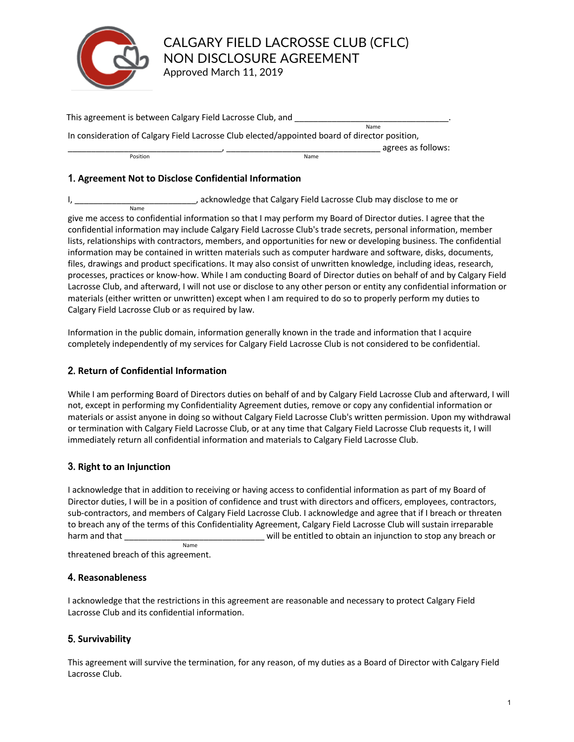# CALGARY FIELD LACROSSE CLUB (CFLC)
# NON DISCLOSURE AGREEMENT

Approved March 11, 2019

This agreement is between Calgary Field Lacrosse Club, and _________________________________.
Name

In consideration of Calgary Field Lacrosse Club elected/appointed board of director position,
_________________________________, _________________________________ agrees as follows:
Position Name

## 1. Agreement Not to Disclose Confidential Information

I, __________________________, acknowledge that Calgary Field Lacrosse Club may disclose to me or
Name
give me access to confidential information so that I may perform my Board of Director duties. I agree that the confidential information may include Calgary Field Lacrosse Club's trade secrets, personal information, member lists, relationships with contractors, members, and opportunities for new or developing business. The confidential information may be contained in written materials such as computer hardware and software, disks, documents, files, drawings and product specifications. It may also consist of unwritten knowledge, including ideas, research, processes, practices or know-how. While I am conducting Board of Director duties on behalf of and by Calgary Field Lacrosse Club, and afterward, I will not use or disclose to any other person or entity any confidential information or materials (either written or unwritten) except when I am required to do so to properly perform my duties to Calgary Field Lacrosse Club or as required by law.

Information in the public domain, information generally known in the trade and information that I acquire completely independently of my services for Calgary Field Lacrosse Club is not considered to be confidential.

## 2. Return of Confidential Information

While I am performing Board of Directors duties on behalf of and by Calgary Field Lacrosse Club and afterward, I will not, except in performing my Confidentiality Agreement duties, remove or copy any confidential information or materials or assist anyone in doing so without Calgary Field Lacrosse Club's written permission. Upon my withdrawal or termination with Calgary Field Lacrosse Club, or at any time that Calgary Field Lacrosse Club requests it, I will immediately return all confidential information and materials to Calgary Field Lacrosse Club.

## 3. Right to an Injunction

I acknowledge that in addition to receiving or having access to confidential information as part of my Board of Director duties, I will be in a position of confidence and trust with directors and officers, employees, contractors, sub-contractors, and members of Calgary Field Lacrosse Club. I acknowledge and agree that if I breach or threaten to breach any of the terms of this Confidentiality Agreement, Calgary Field Lacrosse Club will sustain irreparable harm and that ______________________________ will be entitled to obtain an injunction to stop any breach or
Name
threatened breach of this agreement.

## 4. Reasonableness

I acknowledge that the restrictions in this agreement are reasonable and necessary to protect Calgary Field Lacrosse Club and its confidential information.

## 5. Survivability

This agreement will survive the termination, for any reason, of my duties as a Board of Director with Calgary Field Lacrosse Club.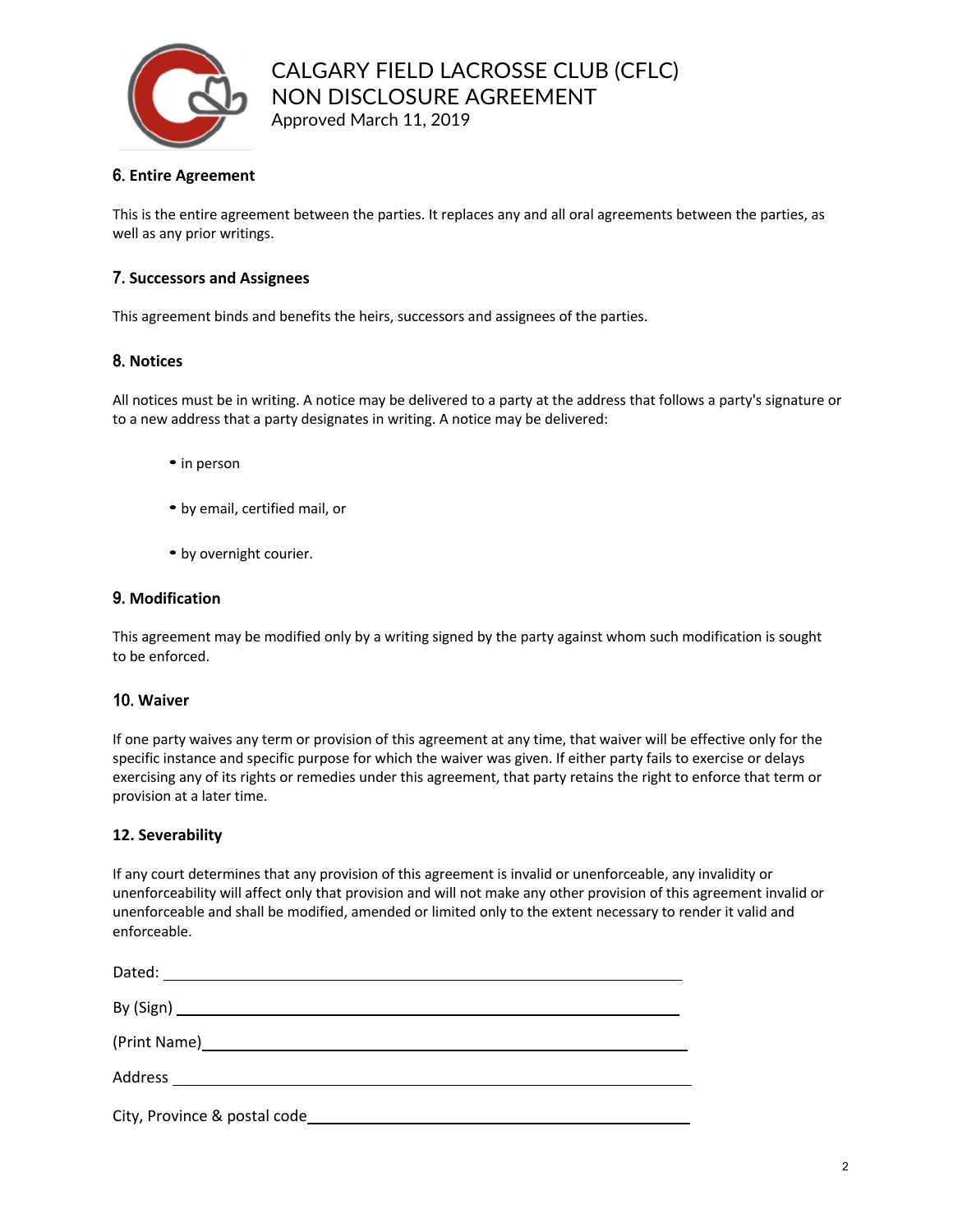# CALGARY FIELD LACROSSE CLUB (CFLC)
# NON DISCLOSURE AGREEMENT

Approved March 11, 2019

### 6. Entire Agreement

This is the entire agreement between the parties. It replaces any and all oral agreements between the parties, as well as any prior writings.

### 7. Successors and Assignees

This agreement binds and benefits the heirs, successors and assignees of the parties.

### 8. Notices

All notices must be in writing. A notice may be delivered to a party at the address that follows a party's signature or to a new address that a party designates in writing. A notice may be delivered:

- in person
- by email, certified mail, or
- by overnight courier.

### 9. Modification

This agreement may be modified only by a writing signed by the party against whom such modification is sought to be enforced.

### 10. Waiver

If one party waives any term or provision of this agreement at any time, that waiver will be effective only for the specific instance and specific purpose for which the waiver was given. If either party fails to exercise or delays exercising any of its rights or remedies under this agreement, that party retains the right to enforce that term or provision at a later time.

### 12. Severability

If any court determines that any provision of this agreement is invalid or unenforceable, any invalidity or unenforceability will affect only that provision and will not make any other provision of this agreement invalid or unenforceable and shall be modified, amended or limited only to the extent necessary to render it valid and enforceable.

Dated: ______________________________

By (Sign) ______________________________

(Print Name)______________________________

Address ______________________________

City, Province & postal code______________________________